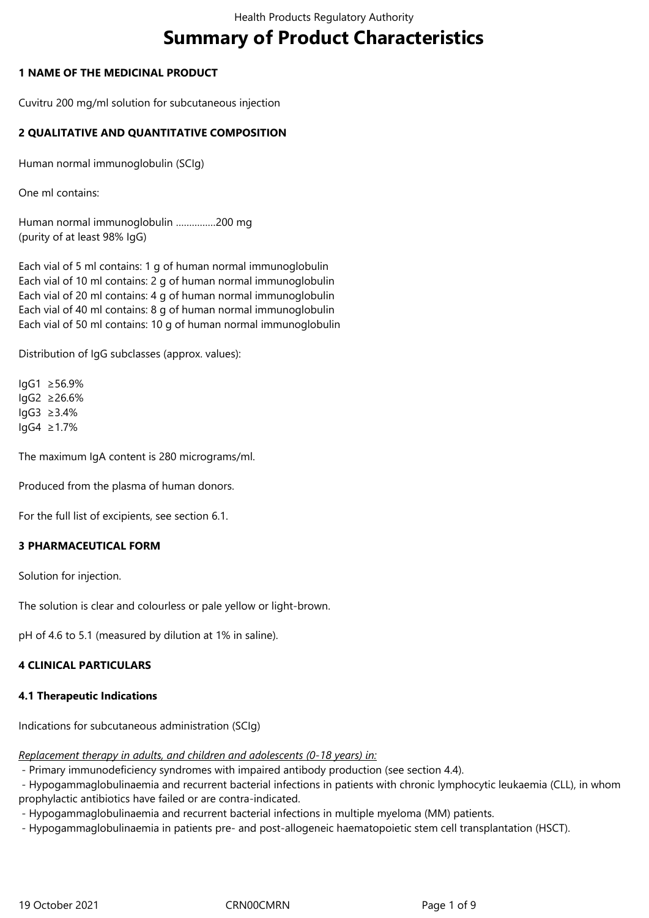# Summary of Product Characteristics

## 1 NAME OF THE MEDICINAL PRODUCT

Cuvitru 200 mg/ml solution for subcutaneous injection

## 2 QUALITATIVE AND QUANTITATIVE COMPOSITION

Human normal immunoglobulin (SCIg)

One ml contains:

Human normal immunoglobulin ...............200 mg
(purity of at least 98% IgG)

Each vial of 5 ml contains: 1 g of human normal immunoglobulin
Each vial of 10 ml contains: 2 g of human normal immunoglobulin
Each vial of 20 ml contains: 4 g of human normal immunoglobulin
Each vial of 40 ml contains: 8 g of human normal immunoglobulin
Each vial of 50 ml contains: 10 g of human normal immunoglobulin

Distribution of IgG subclasses (approx. values):

IgG1 ≥56.9%
IgG2 ≥26.6%
IgG3 ≥3.4%
IgG4 ≥1.7%

The maximum IgA content is 280 micrograms/ml.

Produced from the plasma of human donors.

For the full list of excipients, see section 6.1.

## 3 PHARMACEUTICAL FORM

Solution for injection.

The solution is clear and colourless or pale yellow or light-brown.

pH of 4.6 to 5.1 (measured by dilution at 1% in saline).

## 4 CLINICAL PARTICULARS

### 4.1 Therapeutic Indications

Indications for subcutaneous administration (SCIg)

*Replacement therapy in adults, and children and adolescents (0-18 years) in:*

- Primary immunodeficiency syndromes with impaired antibody production (see section 4.4).
- Hypogammaglobulinaemia and recurrent bacterial infections in patients with chronic lymphocytic leukaemia (CLL), in whom prophylactic antibiotics have failed or are contra-indicated.
- Hypogammaglobulinaemia and recurrent bacterial infections in multiple myeloma (MM) patients.
- Hypogammaglobulinaemia in patients pre- and post-allogeneic haematopoietic stem cell transplantation (HSCT).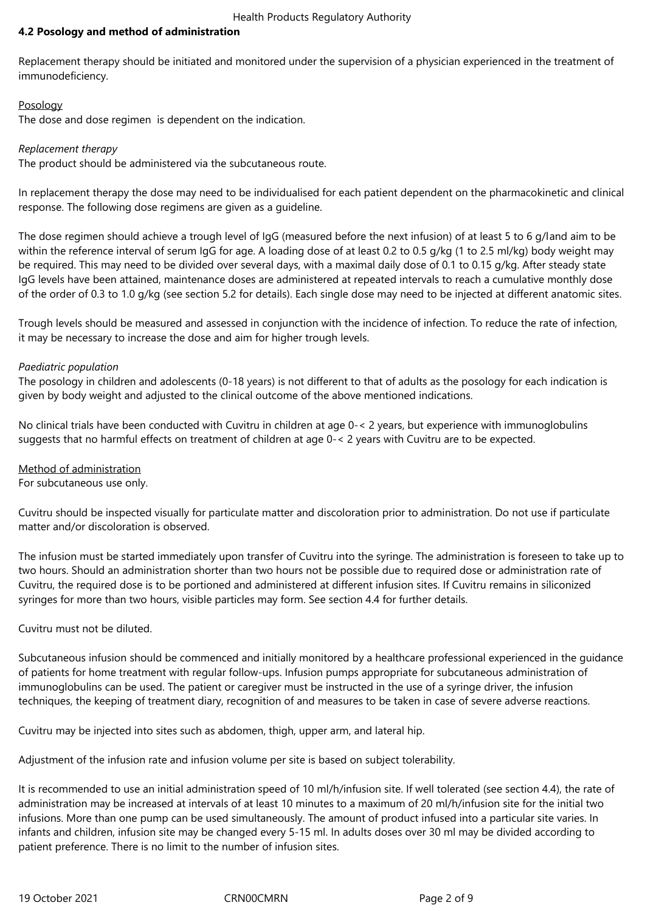## 4.2 Posology and method of administration

Replacement therapy should be initiated and monitored under the supervision of a physician experienced in the treatment of immunodeficiency.

Posology

The dose and dose regimen is dependent on the indication.

*Replacement therapy*

The product should be administered via the subcutaneous route.

In replacement therapy the dose may need to be individualised for each patient dependent on the pharmacokinetic and clinical response. The following dose regimens are given as a guideline.

The dose regimen should achieve a trough level of IgG (measured before the next infusion) of at least 5 to 6 g/land aim to be within the reference interval of serum IgG for age. A loading dose of at least 0.2 to 0.5 g/kg (1 to 2.5 ml/kg) body weight may be required. This may need to be divided over several days, with a maximal daily dose of 0.1 to 0.15 g/kg. After steady state IgG levels have been attained, maintenance doses are administered at repeated intervals to reach a cumulative monthly dose of the order of 0.3 to 1.0 g/kg (see section 5.2 for details). Each single dose may need to be injected at different anatomic sites.

Trough levels should be measured and assessed in conjunction with the incidence of infection. To reduce the rate of infection, it may be necessary to increase the dose and aim for higher trough levels.

*Paediatric population*

The posology in children and adolescents (0-18 years) is not different to that of adults as the posology for each indication is given by body weight and adjusted to the clinical outcome of the above mentioned indications.

No clinical trials have been conducted with Cuvitru in children at age 0-< 2 years, but experience with immunoglobulins suggests that no harmful effects on treatment of children at age 0-< 2 years with Cuvitru are to be expected.

Method of administration

For subcutaneous use only.

Cuvitru should be inspected visually for particulate matter and discoloration prior to administration. Do not use if particulate matter and/or discoloration is observed.

The infusion must be started immediately upon transfer of Cuvitru into the syringe. The administration is foreseen to take up to two hours. Should an administration shorter than two hours not be possible due to required dose or administration rate of Cuvitru, the required dose is to be portioned and administered at different infusion sites. If Cuvitru remains in siliconized syringes for more than two hours, visible particles may form. See section 4.4 for further details.

Cuvitru must not be diluted.

Subcutaneous infusion should be commenced and initially monitored by a healthcare professional experienced in the guidance of patients for home treatment with regular follow-ups. Infusion pumps appropriate for subcutaneous administration of immunoglobulins can be used. The patient or caregiver must be instructed in the use of a syringe driver, the infusion techniques, the keeping of treatment diary, recognition of and measures to be taken in case of severe adverse reactions.

Cuvitru may be injected into sites such as abdomen, thigh, upper arm, and lateral hip.

Adjustment of the infusion rate and infusion volume per site is based on subject tolerability.

It is recommended to use an initial administration speed of 10 ml/h/infusion site. If well tolerated (see section 4.4), the rate of administration may be increased at intervals of at least 10 minutes to a maximum of 20 ml/h/infusion site for the initial two infusions. More than one pump can be used simultaneously. The amount of product infused into a particular site varies. In infants and children, infusion site may be changed every 5-15 ml. In adults doses over 30 ml may be divided according to patient preference. There is no limit to the number of infusion sites.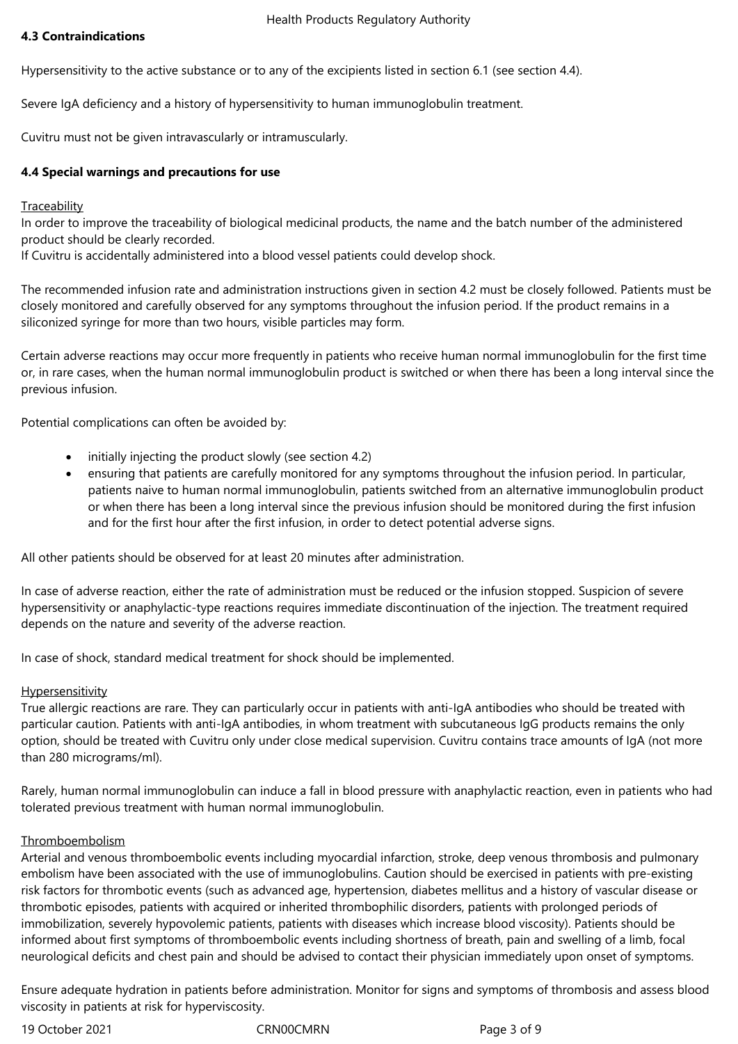### 4.3 Contraindications

Hypersensitivity to the active substance or to any of the excipients listed in section 6.1 (see section 4.4).

Severe IgA deficiency and a history of hypersensitivity to human immunoglobulin treatment.

Cuvitru must not be given intravascularly or intramuscularly.

### 4.4 Special warnings and precautions for use

Traceability

In order to improve the traceability of biological medicinal products, the name and the batch number of the administered product should be clearly recorded.

If Cuvitru is accidentally administered into a blood vessel patients could develop shock.

The recommended infusion rate and administration instructions given in section 4.2 must be closely followed. Patients must be closely monitored and carefully observed for any symptoms throughout the infusion period. If the product remains in a siliconized syringe for more than two hours, visible particles may form.

Certain adverse reactions may occur more frequently in patients who receive human normal immunoglobulin for the first time or, in rare cases, when the human normal immunoglobulin product is switched or when there has been a long interval since the previous infusion.

Potential complications can often be avoided by:

- initially injecting the product slowly (see section 4.2)
- ensuring that patients are carefully monitored for any symptoms throughout the infusion period. In particular, patients naive to human normal immunoglobulin, patients switched from an alternative immunoglobulin product or when there has been a long interval since the previous infusion should be monitored during the first infusion and for the first hour after the first infusion, in order to detect potential adverse signs.

All other patients should be observed for at least 20 minutes after administration.

In case of adverse reaction, either the rate of administration must be reduced or the infusion stopped. Suspicion of severe hypersensitivity or anaphylactic-type reactions requires immediate discontinuation of the injection. The treatment required depends on the nature and severity of the adverse reaction.

In case of shock, standard medical treatment for shock should be implemented.

Hypersensitivity

True allergic reactions are rare. They can particularly occur in patients with anti-IgA antibodies who should be treated with particular caution. Patients with anti-IgA antibodies, in whom treatment with subcutaneous IgG products remains the only option, should be treated with Cuvitru only under close medical supervision. Cuvitru contains trace amounts of IgA (not more than 280 micrograms/ml).

Rarely, human normal immunoglobulin can induce a fall in blood pressure with anaphylactic reaction, even in patients who had tolerated previous treatment with human normal immunoglobulin.

Thromboembolism

Arterial and venous thromboembolic events including myocardial infarction, stroke, deep venous thrombosis and pulmonary embolism have been associated with the use of immunoglobulins. Caution should be exercised in patients with pre-existing risk factors for thrombotic events (such as advanced age, hypertension, diabetes mellitus and a history of vascular disease or thrombotic episodes, patients with acquired or inherited thrombophilic disorders, patients with prolonged periods of immobilization, severely hypovolemic patients, patients with diseases which increase blood viscosity). Patients should be informed about first symptoms of thromboembolic events including shortness of breath, pain and swelling of a limb, focal neurological deficits and chest pain and should be advised to contact their physician immediately upon onset of symptoms.

Ensure adequate hydration in patients before administration. Monitor for signs and symptoms of thrombosis and assess blood viscosity in patients at risk for hyperviscosity.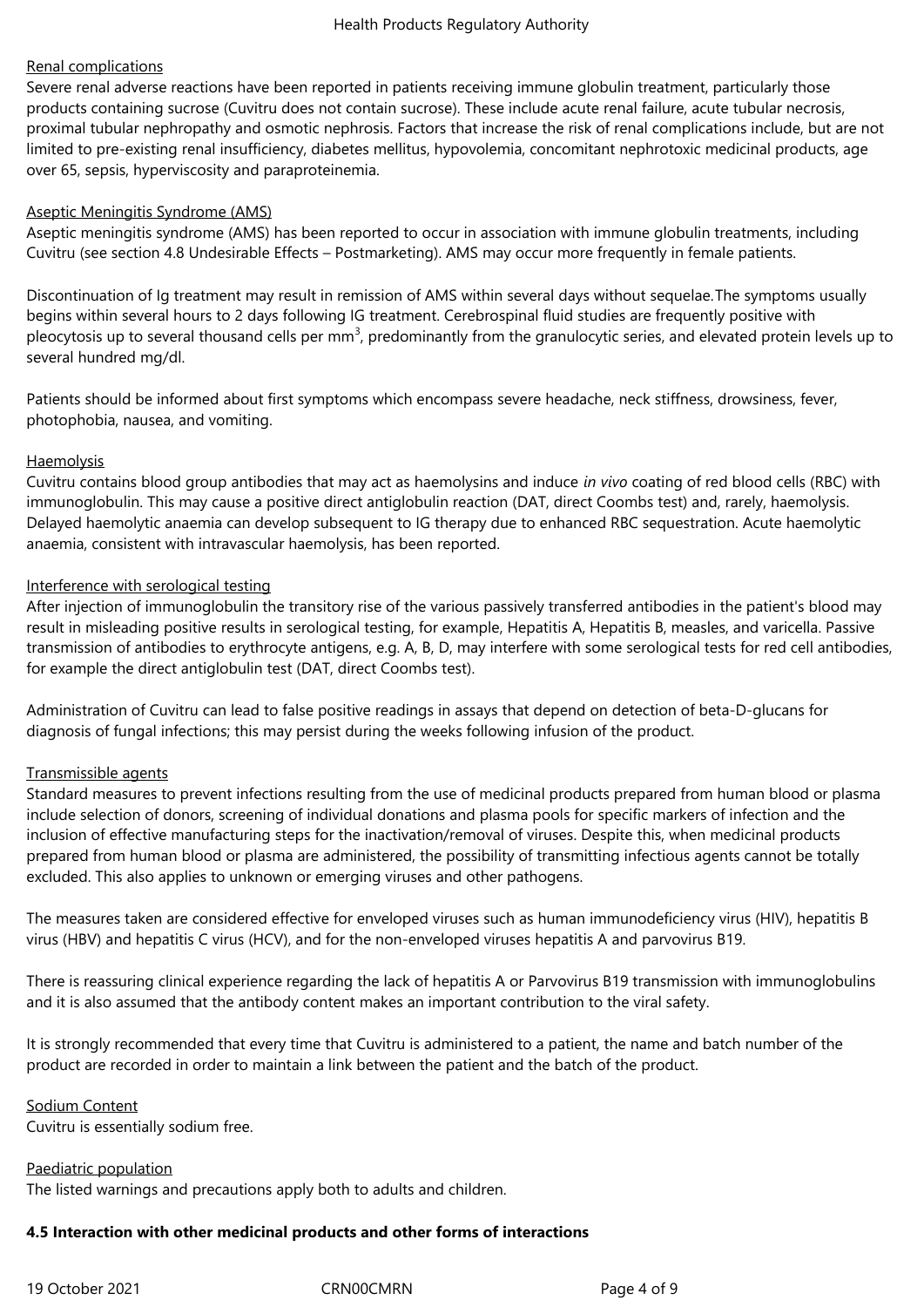Renal complications

Severe renal adverse reactions have been reported in patients receiving immune globulin treatment, particularly those products containing sucrose (Cuvitru does not contain sucrose). These include acute renal failure, acute tubular necrosis, proximal tubular nephropathy and osmotic nephrosis. Factors that increase the risk of renal complications include, but are not limited to pre-existing renal insufficiency, diabetes mellitus, hypovolemia, concomitant nephrotoxic medicinal products, age over 65, sepsis, hyperviscosity and paraproteinemia.

Aseptic Meningitis Syndrome (AMS)

Aseptic meningitis syndrome (AMS) has been reported to occur in association with immune globulin treatments, including Cuvitru (see section 4.8 Undesirable Effects – Postmarketing). AMS may occur more frequently in female patients.

Discontinuation of Ig treatment may result in remission of AMS within several days without sequelae.The symptoms usually begins within several hours to 2 days following IG treatment. Cerebrospinal fluid studies are frequently positive with pleocytosis up to several thousand cells per $mm^3$, predominantly from the granulocytic series, and elevated protein levels up to several hundred mg/dl.

Patients should be informed about first symptoms which encompass severe headache, neck stiffness, drowsiness, fever, photophobia, nausea, and vomiting.

Haemolysis

Cuvitru contains blood group antibodies that may act as haemolysins and induce *in vivo* coating of red blood cells (RBC) with immunoglobulin. This may cause a positive direct antiglobulin reaction (DAT, direct Coombs test) and, rarely, haemolysis. Delayed haemolytic anaemia can develop subsequent to IG therapy due to enhanced RBC sequestration. Acute haemolytic anaemia, consistent with intravascular haemolysis, has been reported.

Interference with serological testing

After injection of immunoglobulin the transitory rise of the various passively transferred antibodies in the patient's blood may result in misleading positive results in serological testing, for example, Hepatitis A, Hepatitis B, measles, and varicella. Passive transmission of antibodies to erythrocyte antigens, e.g. A, B, D, may interfere with some serological tests for red cell antibodies, for example the direct antiglobulin test (DAT, direct Coombs test).

Administration of Cuvitru can lead to false positive readings in assays that depend on detection of beta-D-glucans for diagnosis of fungal infections; this may persist during the weeks following infusion of the product.

Transmissible agents

Standard measures to prevent infections resulting from the use of medicinal products prepared from human blood or plasma include selection of donors, screening of individual donations and plasma pools for specific markers of infection and the inclusion of effective manufacturing steps for the inactivation/removal of viruses. Despite this, when medicinal products prepared from human blood or plasma are administered, the possibility of transmitting infectious agents cannot be totally excluded. This also applies to unknown or emerging viruses and other pathogens.

The measures taken are considered effective for enveloped viruses such as human immunodeficiency virus (HIV), hepatitis B virus (HBV) and hepatitis C virus (HCV), and for the non-enveloped viruses hepatitis A and parvovirus B19.

There is reassuring clinical experience regarding the lack of hepatitis A or Parvovirus B19 transmission with immunoglobulins and it is also assumed that the antibody content makes an important contribution to the viral safety.

It is strongly recommended that every time that Cuvitru is administered to a patient, the name and batch number of the product are recorded in order to maintain a link between the patient and the batch of the product.

Sodium Content

Cuvitru is essentially sodium free.

Paediatric population

The listed warnings and precautions apply both to adults and children.

**4.5 Interaction with other medicinal products and other forms of interactions**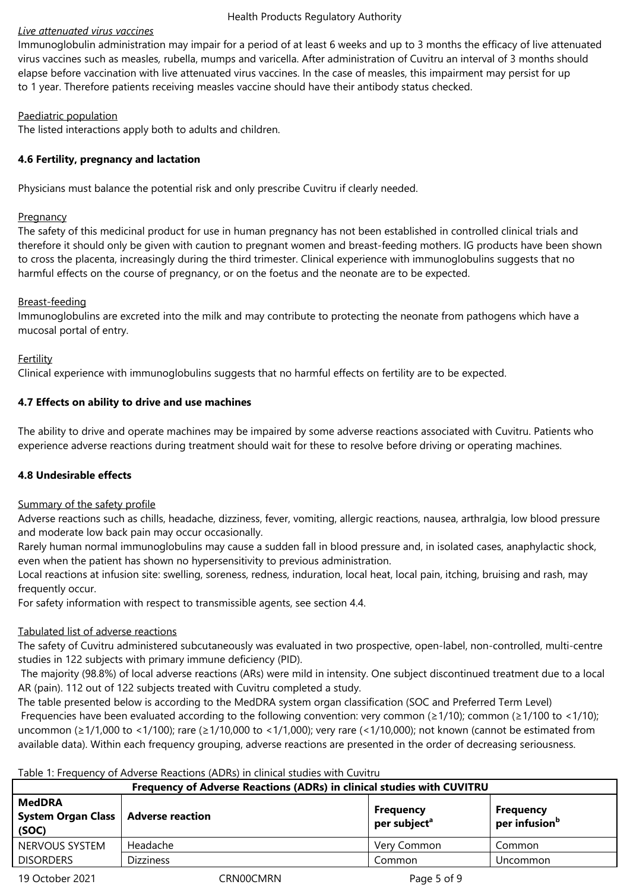*Live attenuated virus vaccines*

Immunoglobulin administration may impair for a period of at least 6 weeks and up to 3 months the efficacy of live attenuated virus vaccines such as measles, rubella, mumps and varicella. After administration of Cuvitru an interval of 3 months should elapse before vaccination with live attenuated virus vaccines. In the case of measles, this impairment may persist for up to 1 year. Therefore patients receiving measles vaccine should have their antibody status checked.

Paediatric population

The listed interactions apply both to adults and children.

**4.6 Fertility, pregnancy and lactation**

Physicians must balance the potential risk and only prescribe Cuvitru if clearly needed.

Pregnancy

The safety of this medicinal product for use in human pregnancy has not been established in controlled clinical trials and therefore it should only be given with caution to pregnant women and breast-feeding mothers. IG products have been shown to cross the placenta, increasingly during the third trimester. Clinical experience with immunoglobulins suggests that no harmful effects on the course of pregnancy, or on the foetus and the neonate are to be expected.

Breast-feeding

Immunoglobulins are excreted into the milk and may contribute to protecting the neonate from pathogens which have a mucosal portal of entry.

Fertility

Clinical experience with immunoglobulins suggests that no harmful effects on fertility are to be expected.

**4.7 Effects on ability to drive and use machines**

The ability to drive and operate machines may be impaired by some adverse reactions associated with Cuvitru. Patients who experience adverse reactions during treatment should wait for these to resolve before driving or operating machines.

**4.8 Undesirable effects**

Summary of the safety profile

Adverse reactions such as chills, headache, dizziness, fever, vomiting, allergic reactions, nausea, arthralgia, low blood pressure and moderate low back pain may occur occasionally.

Rarely human normal immunoglobulins may cause a sudden fall in blood pressure and, in isolated cases, anaphylactic shock, even when the patient has shown no hypersensitivity to previous administration.

Local reactions at infusion site: swelling, soreness, redness, induration, local heat, local pain, itching, bruising and rash, may frequently occur.

For safety information with respect to transmissible agents, see section 4.4.

Tabulated list of adverse reactions

The safety of Cuvitru administered subcutaneously was evaluated in two prospective, open-label, non-controlled, multi-centre studies in 122 subjects with primary immune deficiency (PID).

The majority (98.8%) of local adverse reactions (ARs) were mild in intensity. One subject discontinued treatment due to a local AR (pain). 112 out of 122 subjects treated with Cuvitru completed a study.

The table presented below is according to the MedDRA system organ classification (SOC and Preferred Term Level)

Frequencies have been evaluated according to the following convention: very common (≥1/10); common (≥1/100 to <1/10); uncommon (≥1/1,000 to <1/100); rare (≥1/10,000 to <1/1,000); very rare (<1/10,000); not known (cannot be estimated from available data). Within each frequency grouping, adverse reactions are presented in the order of decreasing seriousness.

Table 1: Frequency of Adverse Reactions (ADRs) in clinical studies with Cuvitru

| **Frequency of Adverse Reactions (ADRs) in clinical studies with CUVITRU** | | | |
|---|---|---|---|
| **MedDRA System Organ Class (SOC)** | **Adverse reaction** | **Frequency per subject[a]** | **Frequency per infusion[b]** |
| NERVOUS SYSTEM DISORDERS | Headache | Very Common | Common |
| | Dizziness | Common | Uncommon |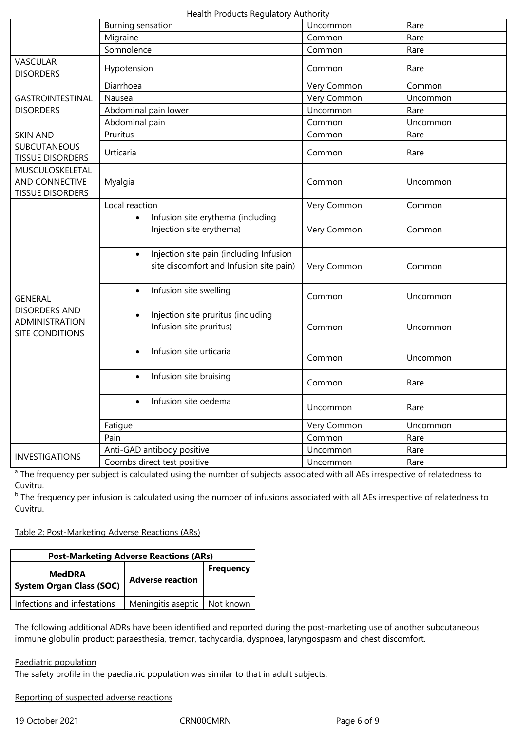| | | | |
|---|---|---|---|
| | Burning sensation | Uncommon | Rare |
| | Migraine | Common | Rare |
| | Somnolence | Common | Rare |
| VASCULAR DISORDERS | Hypotension | Common | Rare |
| GASTROINTESTINAL DISORDERS | Diarrhoea | Very Common | Common |
| | Nausea | Very Common | Uncommon |
| | Abdominal pain lower | Uncommon | Rare |
| | Abdominal pain | Common | Uncommon |
| SKIN AND SUBCUTANEOUS TISSUE DISORDERS | Pruritus | Common | Rare |
| | Urticaria | Common | Rare |
| MUSCULOSKELETAL AND CONNECTIVE TISSUE DISORDERS | Myalgia | Common | Uncommon |
| GENERAL DISORDERS AND ADMINISTRATION SITE CONDITIONS | Local reaction | Very Common | Common |
| | • Infusion site erythema (including Injection site erythema) | Very Common | Common |
| | • Injection site pain (including Infusion site discomfort and Infusion site pain) | Very Common | Common |
| | • Infusion site swelling | Common | Uncommon |
| | • Injection site pruritus (including Infusion site pruritus) | Common | Uncommon |
| | • Infusion site urticaria | Common | Uncommon |
| | • Infusion site bruising | Common | Rare |
| | • Infusion site oedema | Uncommon | Rare |
| | Fatigue | Very Common | Uncommon |
| | Pain | Common | Rare |
| INVESTIGATIONS | Anti-GAD antibody positive | Uncommon | Rare |
| | Coombs direct test positive | Uncommon | Rare |

[a] The frequency per subject is calculated using the number of subjects associated with all AEs irrespective of relatedness to Cuvitru.

[b] The frequency per infusion is calculated using the number of infusions associated with all AEs irrespective of relatedness to Cuvitru.

Table 2: Post-Marketing Adverse Reactions (ARs)

| Post-Marketing Adverse Reactions (ARs) | | |
|---|---|---|
| **MedDRA System Organ Class (SOC)** | **Adverse reaction** | **Frequency** |
| Infections and infestations | Meningitis aseptic | Not known |

The following additional ADRs have been identified and reported during the post-marketing use of another subcutaneous immune globulin product: paraesthesia, tremor, tachycardia, dyspnoea, laryngospasm and chest discomfort.

Paediatric population

The safety profile in the paediatric population was similar to that in adult subjects.

Reporting of suspected adverse reactions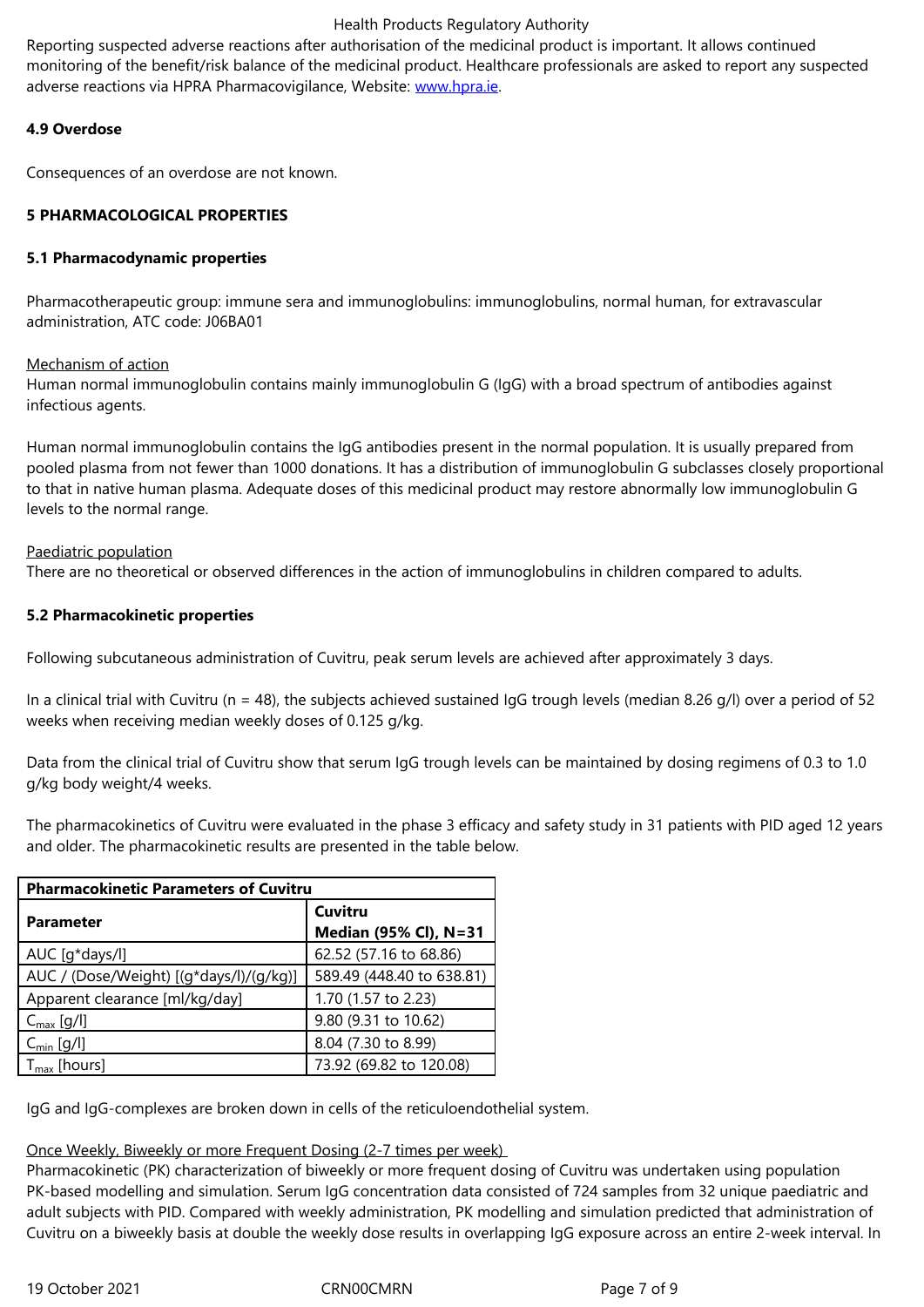Reporting suspected adverse reactions after authorisation of the medicinal product is important. It allows continued monitoring of the benefit/risk balance of the medicinal product. Healthcare professionals are asked to report any suspected adverse reactions via HPRA Pharmacovigilance, Website: www.hpra.ie.

### 4.9 Overdose

Consequences of an overdose are not known.

## 5 PHARMACOLOGICAL PROPERTIES

### 5.1 Pharmacodynamic properties

Pharmacotherapeutic group: immune sera and immunoglobulins: immunoglobulins, normal human, for extravascular administration, ATC code: J06BA01

Mechanism of action

Human normal immunoglobulin contains mainly immunoglobulin G (IgG) with a broad spectrum of antibodies against infectious agents.

Human normal immunoglobulin contains the IgG antibodies present in the normal population. It is usually prepared from pooled plasma from not fewer than 1000 donations. It has a distribution of immunoglobulin G subclasses closely proportional to that in native human plasma. Adequate doses of this medicinal product may restore abnormally low immunoglobulin G levels to the normal range.

Paediatric population

There are no theoretical or observed differences in the action of immunoglobulins in children compared to adults.

### 5.2 Pharmacokinetic properties

Following subcutaneous administration of Cuvitru, peak serum levels are achieved after approximately 3 days.

In a clinical trial with Cuvitru (n = 48), the subjects achieved sustained IgG trough levels (median 8.26 g/l) over a period of 52 weeks when receiving median weekly doses of 0.125 g/kg.

Data from the clinical trial of Cuvitru show that serum IgG trough levels can be maintained by dosing regimens of 0.3 to 1.0 g/kg body weight/4 weeks.

The pharmacokinetics of Cuvitru were evaluated in the phase 3 efficacy and safety study in 31 patients with PID aged 12 years and older. The pharmacokinetic results are presented in the table below.

| **Pharmacokinetic Parameters of Cuvitru** | |
|---|---|
| **Parameter** | **Cuvitru Median (95% CI), N=31** |
| AUC [g*days/l] | 62.52 (57.16 to 68.86) |
| AUC / (Dose/Weight) [(g*days/l)/(g/kg)] | 589.49 (448.40 to 638.81) |
| Apparent clearance [ml/kg/day] | 1.70 (1.57 to 2.23) |
| $C_{max}$ [g/l] | 9.80 (9.31 to 10.62) |
| $C_{min}$ [g/l] | 8.04 (7.30 to 8.99) |
| $T_{max}$ [hours] | 73.92 (69.82 to 120.08) |

IgG and IgG-complexes are broken down in cells of the reticuloendothelial system.

Once Weekly, Biweekly or more Frequent Dosing (2-7 times per week)

Pharmacokinetic (PK) characterization of biweekly or more frequent dosing of Cuvitru was undertaken using population PK-based modelling and simulation. Serum IgG concentration data consisted of 724 samples from 32 unique paediatric and adult subjects with PID. Compared with weekly administration, PK modelling and simulation predicted that administration of Cuvitru on a biweekly basis at double the weekly dose results in overlapping IgG exposure across an entire 2-week interval. In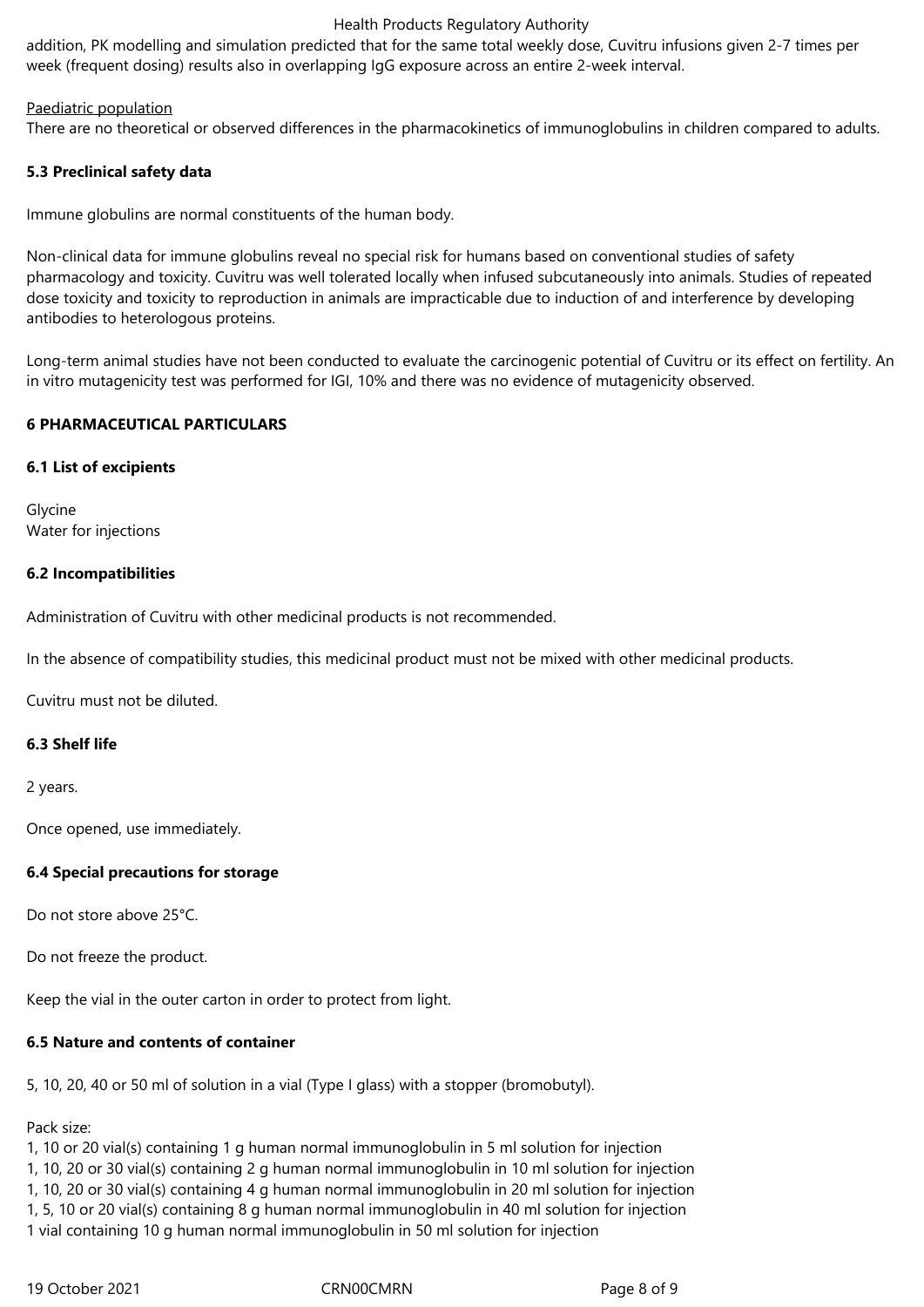addition, PK modelling and simulation predicted that for the same total weekly dose, Cuvitru infusions given 2-7 times per week (frequent dosing) results also in overlapping IgG exposure across an entire 2-week interval.

Paediatric population

There are no theoretical or observed differences in the pharmacokinetics of immunoglobulins in children compared to adults.

### 5.3 Preclinical safety data

Immune globulins are normal constituents of the human body.

Non-clinical data for immune globulins reveal no special risk for humans based on conventional studies of safety pharmacology and toxicity. Cuvitru was well tolerated locally when infused subcutaneously into animals. Studies of repeated dose toxicity and toxicity to reproduction in animals are impracticable due to induction of and interference by developing antibodies to heterologous proteins.

Long-term animal studies have not been conducted to evaluate the carcinogenic potential of Cuvitru or its effect on fertility. An in vitro mutagenicity test was performed for IGI, 10% and there was no evidence of mutagenicity observed.

## 6 PHARMACEUTICAL PARTICULARS

### 6.1 List of excipients

Glycine
Water for injections

### 6.2 Incompatibilities

Administration of Cuvitru with other medicinal products is not recommended.

In the absence of compatibility studies, this medicinal product must not be mixed with other medicinal products.

Cuvitru must not be diluted.

### 6.3 Shelf life

2 years.

Once opened, use immediately.

### 6.4 Special precautions for storage

Do not store above 25°C.

Do not freeze the product.

Keep the vial in the outer carton in order to protect from light.

### 6.5 Nature and contents of container

5, 10, 20, 40 or 50 ml of solution in a vial (Type I glass) with a stopper (bromobutyl).

Pack size:
1, 10 or 20 vial(s) containing 1 g human normal immunoglobulin in 5 ml solution for injection
1, 10, 20 or 30 vial(s) containing 2 g human normal immunoglobulin in 10 ml solution for injection
1, 10, 20 or 30 vial(s) containing 4 g human normal immunoglobulin in 20 ml solution for injection
1, 5, 10 or 20 vial(s) containing 8 g human normal immunoglobulin in 40 ml solution for injection
1 vial containing 10 g human normal immunoglobulin in 50 ml solution for injection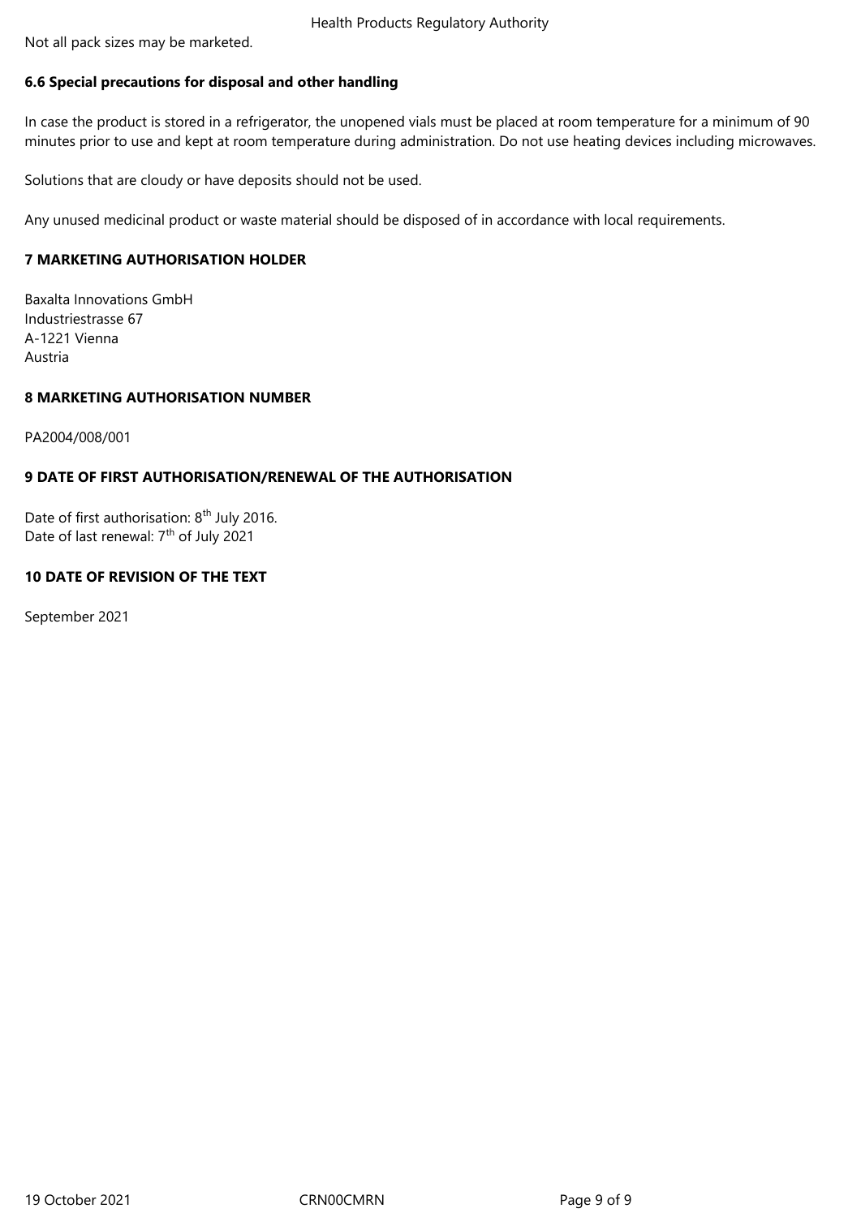Not all pack sizes may be marketed.

## 6.6 Special precautions for disposal and other handling

In case the product is stored in a refrigerator, the unopened vials must be placed at room temperature for a minimum of 90 minutes prior to use and kept at room temperature during administration. Do not use heating devices including microwaves.

Solutions that are cloudy or have deposits should not be used.

Any unused medicinal product or waste material should be disposed of in accordance with local requirements.

## 7 MARKETING AUTHORISATION HOLDER

Baxalta Innovations GmbH
Industriestrasse 67
A-1221 Vienna
Austria

## 8 MARKETING AUTHORISATION NUMBER

PA2004/008/001

## 9 DATE OF FIRST AUTHORISATION/RENEWAL OF THE AUTHORISATION

Date of first authorisation: 8th July 2016.
Date of last renewal: 7th of July 2021

## 10 DATE OF REVISION OF THE TEXT

September 2021